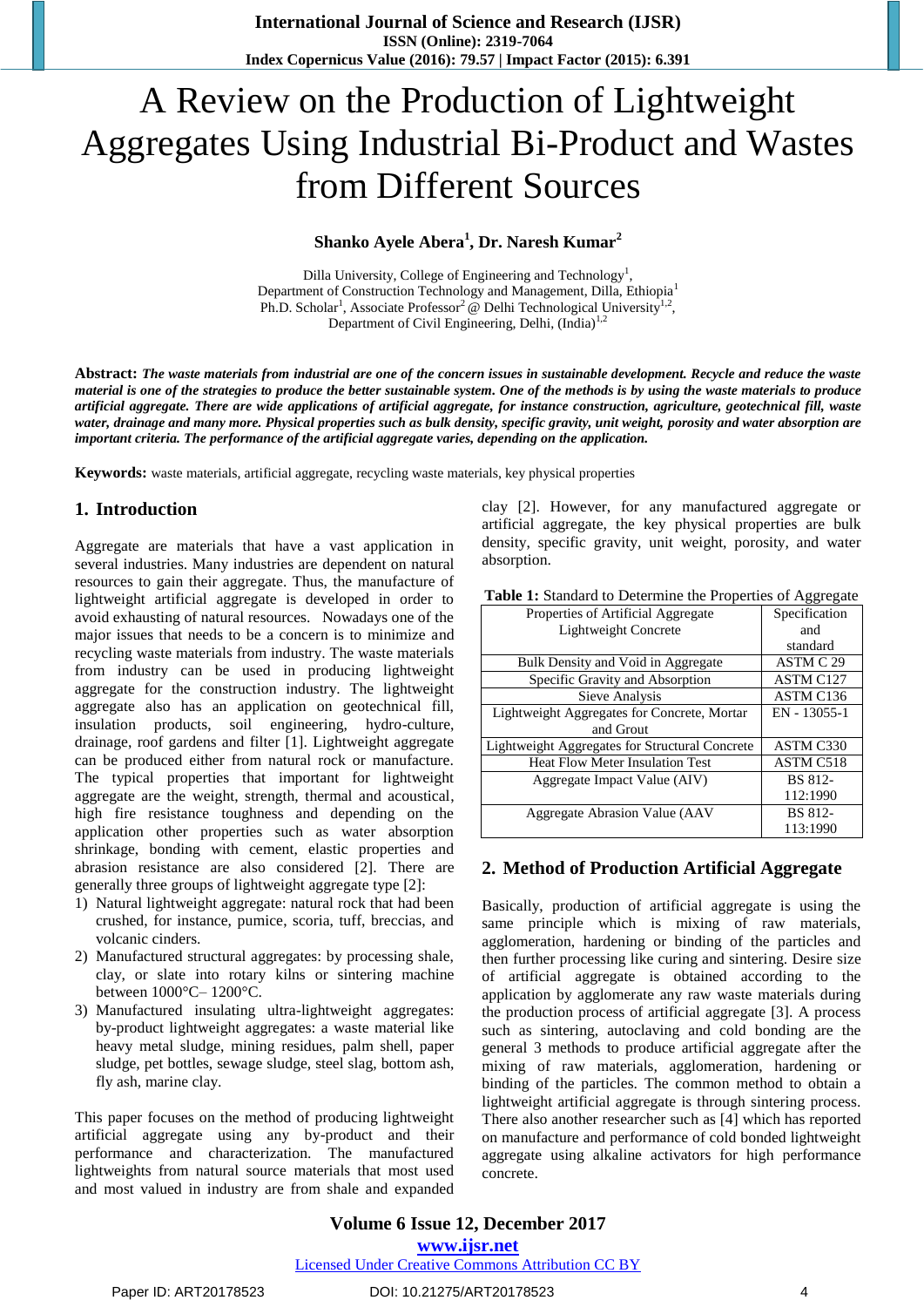# A Review on the Production of Lightweight Aggregates Using Industrial Bi-Product and Wastes from Different Sources

**Shanko Ayele Abera[1], Dr. Naresh Kumar[2]**

Dilla University, College of Engineering and Technology[1],
Department of Construction Technology and Management, Dilla, Ethiopia[1]
Ph.D. Scholar[1], Associate Professor[2] @ Delhi Technological University[1,2],
Department of Civil Engineering, Delhi, (India)[1,2]

**Abstract:** ***The waste materials from industrial are one of the concern issues in sustainable development. Recycle and reduce the waste material is one of the strategies to produce the better sustainable system. One of the methods is by using the waste materials to produce artificial aggregate. There are wide applications of artificial aggregate, for instance construction, agriculture, geotechnical fill, waste water, drainage and many more. Physical properties such as bulk density, specific gravity, unit weight, porosity and water absorption are important criteria. The performance of the artificial aggregate varies, depending on the application.***

**Keywords:** waste materials, artificial aggregate, recycling waste materials, key physical properties

## 1. Introduction

Aggregate are materials that have a vast application in several industries. Many industries are dependent on natural resources to gain their aggregate. Thus, the manufacture of lightweight artificial aggregate is developed in order to avoid exhausting of natural resources. Nowadays one of the major issues that needs to be a concern is to minimize and recycling waste materials from industry. The waste materials from industry can be used in producing lightweight aggregate for the construction industry. The lightweight aggregate also has an application on geotechnical fill, insulation products, soil engineering, hydro-culture, drainage, roof gardens and filter [1]. Lightweight aggregate can be produced either from natural rock or manufacture. The typical properties that important for lightweight aggregate are the weight, strength, thermal and acoustical, high fire resistance toughness and depending on the application other properties such as water absorption shrinkage, bonding with cement, elastic properties and abrasion resistance are also considered [2]. There are generally three groups of lightweight aggregate type [2]:

1) Natural lightweight aggregate: natural rock that had been crushed, for instance, pumice, scoria, tuff, breccias, and volcanic cinders.
2) Manufactured structural aggregates: by processing shale, clay, or slate into rotary kilns or sintering machine between 1000°C– 1200°C.
3) Manufactured insulating ultra-lightweight aggregates: by-product lightweight aggregates: a waste material like heavy metal sludge, mining residues, palm shell, paper sludge, pet bottles, sewage sludge, steel slag, bottom ash, fly ash, marine clay.

This paper focuses on the method of producing lightweight artificial aggregate using any by-product and their performance and characterization. The manufactured lightweights from natural source materials that most used and most valued in industry are from shale and expanded clay [2]. However, for any manufactured aggregate or artificial aggregate, the key physical properties are bulk density, specific gravity, unit weight, porosity, and water absorption.

**Table 1:** Standard to Determine the Properties of Aggregate

| Properties of Artificial Aggregate Lightweight Concrete | Specification and standard |
| --- | --- |
| Bulk Density and Void in Aggregate | ASTM C 29 |
| Specific Gravity and Absorption | ASTM C127 |
| Sieve Analysis | ASTM C136 |
| Lightweight Aggregates for Concrete, Mortar and Grout | EN - 13055-1 |
| Lightweight Aggregates for Structural Concrete | ASTM C330 |
| Heat Flow Meter Insulation Test | ASTM C518 |
| Aggregate Impact Value (AIV) | BS 812-112:1990 |
| Aggregate Abrasion Value (AAV | BS 812-113:1990 |

## 2. Method of Production Artificial Aggregate

Basically, production of artificial aggregate is using the same principle which is mixing of raw materials, agglomeration, hardening or binding of the particles and then further processing like curing and sintering. Desire size of artificial aggregate is obtained according to the application by agglomerate any raw waste materials during the production process of artificial aggregate [3]. A process such as sintering, autoclaving and cold bonding are the general 3 methods to produce artificial aggregate after the mixing of raw materials, agglomeration, hardening or binding of the particles. The common method to obtain a lightweight artificial aggregate is through sintering process. There also another researcher such as [4] which has reported on manufacture and performance of cold bonded lightweight aggregate using alkaline activators for high performance concrete.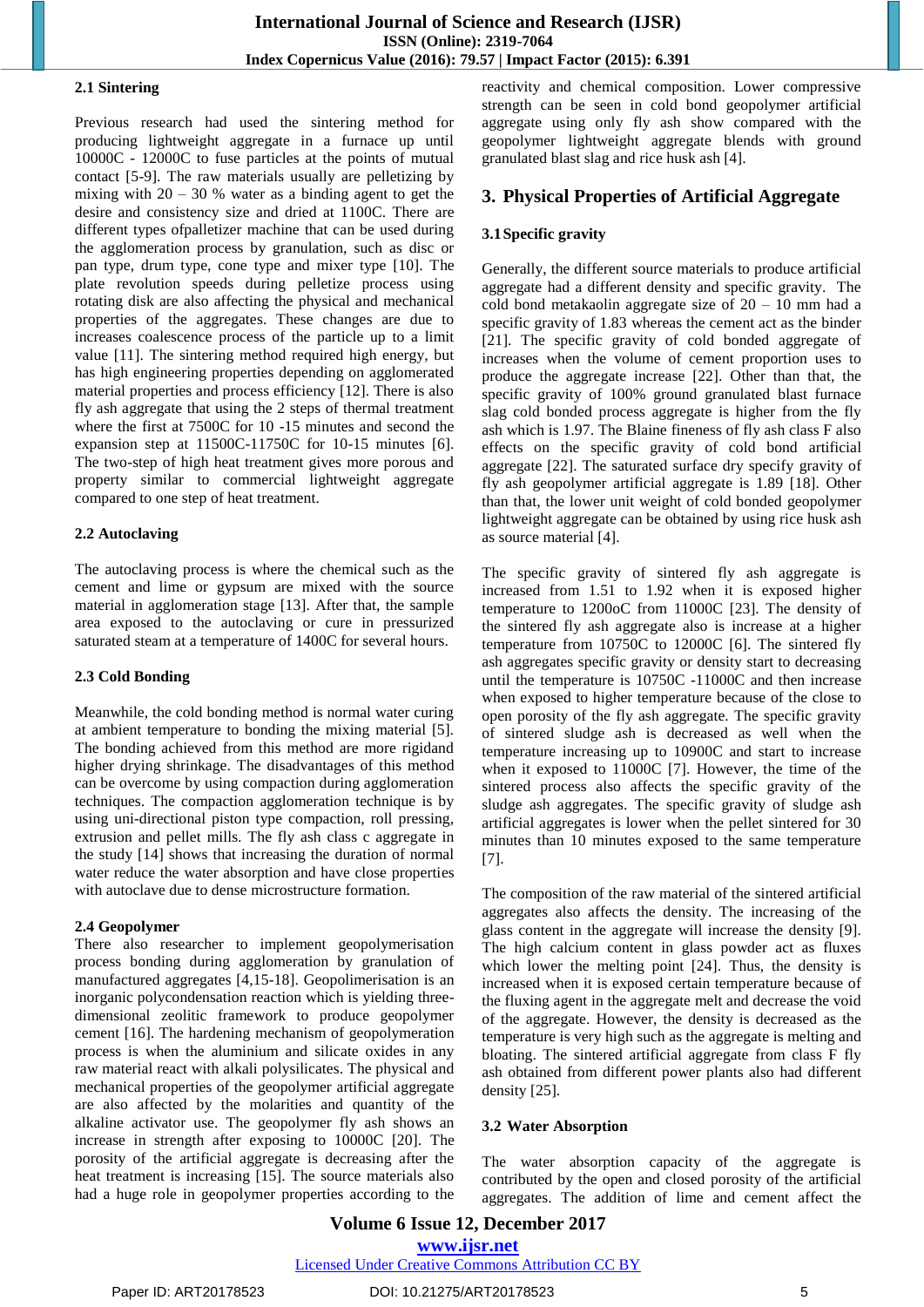### 2.1 Sintering

Previous research had used the sintering method for producing lightweight aggregate in a furnace up until 10000C - 12000C to fuse particles at the points of mutual contact [5-9]. The raw materials usually are pelletizing by mixing with 20 – 30 % water as a binding agent to get the desire and consistency size and dried at 1100C. There are different types ofpalletizer machine that can be used during the agglomeration process by granulation, such as disc or pan type, drum type, cone type and mixer type [10]. The plate revolution speeds during pelletize process using rotating disk are also affecting the physical and mechanical properties of the aggregates. These changes are due to increases coalescence process of the particle up to a limit value [11]. The sintering method required high energy, but has high engineering properties depending on agglomerated material properties and process efficiency [12]. There is also fly ash aggregate that using the 2 steps of thermal treatment where the first at 7500C for 10 -15 minutes and second the expansion step at 11500C-11750C for 10-15 minutes [6]. The two-step of high heat treatment gives more porous and property similar to commercial lightweight aggregate compared to one step of heat treatment.

### 2.2 Autoclaving

The autoclaving process is where the chemical such as the cement and lime or gypsum are mixed with the source material in agglomeration stage [13]. After that, the sample area exposed to the autoclaving or cure in pressurized saturated steam at a temperature of 1400C for several hours.

### 2.3 Cold Bonding

Meanwhile, the cold bonding method is normal water curing at ambient temperature to bonding the mixing material [5]. The bonding achieved from this method are more rigidand higher drying shrinkage. The disadvantages of this method can be overcome by using compaction during agglomeration techniques. The compaction agglomeration technique is by using uni-directional piston type compaction, roll pressing, extrusion and pellet mills. The fly ash class c aggregate in the study [14] shows that increasing the duration of normal water reduce the water absorption and have close properties with autoclave due to dense microstructure formation.

### 2.4 Geopolymer

There also researcher to implement geopolymerisation process bonding during agglomeration by granulation of manufactured aggregates [4,15-18]. Geopolimerisation is an inorganic polycondensation reaction which is yielding three-dimensional zeolitic framework to produce geopolymer cement [16]. The hardening mechanism of geopolymeration process is when the aluminium and silicate oxides in any raw material react with alkali polysilicates. The physical and mechanical properties of the geopolymer artificial aggregate are also affected by the molarities and quantity of the alkaline activator use. The geopolymer fly ash shows an increase in strength after exposing to 10000C [20]. The porosity of the artificial aggregate is decreasing after the heat treatment is increasing [15]. The source materials also had a huge role in geopolymer properties according to the reactivity and chemical composition. Lower compressive strength can be seen in cold bond geopolymer artificial aggregate using only fly ash show compared with the geopolymer lightweight aggregate blends with ground granulated blast slag and rice husk ash [4].

## 3. Physical Properties of Artificial Aggregate

### 3.1 Specific gravity

Generally, the different source materials to produce artificial aggregate had a different density and specific gravity. The cold bond metakaolin aggregate size of 20 – 10 mm had a specific gravity of 1.83 whereas the cement act as the binder [21]. The specific gravity of cold bonded aggregate of increases when the volume of cement proportion uses to produce the aggregate increase [22]. Other than that, the specific gravity of 100% ground granulated blast furnace slag cold bonded process aggregate is higher from the fly ash which is 1.97. The Blaine fineness of fly ash class F also effects on the specific gravity of cold bond artificial aggregate [22]. The saturated surface dry specify gravity of fly ash geopolymer artificial aggregate is 1.89 [18]. Other than that, the lower unit weight of cold bonded geopolymer lightweight aggregate can be obtained by using rice husk ash as source material [4].

The specific gravity of sintered fly ash aggregate is increased from 1.51 to 1.92 when it is exposed higher temperature to 1200oC from 11000C [23]. The density of the sintered fly ash aggregate also is increase at a higher temperature from 10750C to 12000C [6]. The sintered fly ash aggregates specific gravity or density start to decreasing until the temperature is 10750C -11000C and then increase when exposed to higher temperature because of the close to open porosity of the fly ash aggregate. The specific gravity of sintered sludge ash is decreased as well when the temperature increasing up to 10900C and start to increase when it exposed to 11000C [7]. However, the time of the sintered process also affects the specific gravity of the sludge ash aggregates. The specific gravity of sludge ash artificial aggregates is lower when the pellet sintered for 30 minutes than 10 minutes exposed to the same temperature [7].

The composition of the raw material of the sintered artificial aggregates also affects the density. The increasing of the glass content in the aggregate will increase the density [9]. The high calcium content in glass powder act as fluxes which lower the melting point [24]. Thus, the density is increased when it is exposed certain temperature because of the fluxing agent in the aggregate melt and decrease the void of the aggregate. However, the density is decreased as the temperature is very high such as the aggregate is melting and bloating. The sintered artificial aggregate from class F fly ash obtained from different power plants also had different density [25].

### 3.2 Water Absorption

The water absorption capacity of the aggregate is contributed by the open and closed porosity of the artificial aggregates. The addition of lime and cement affect the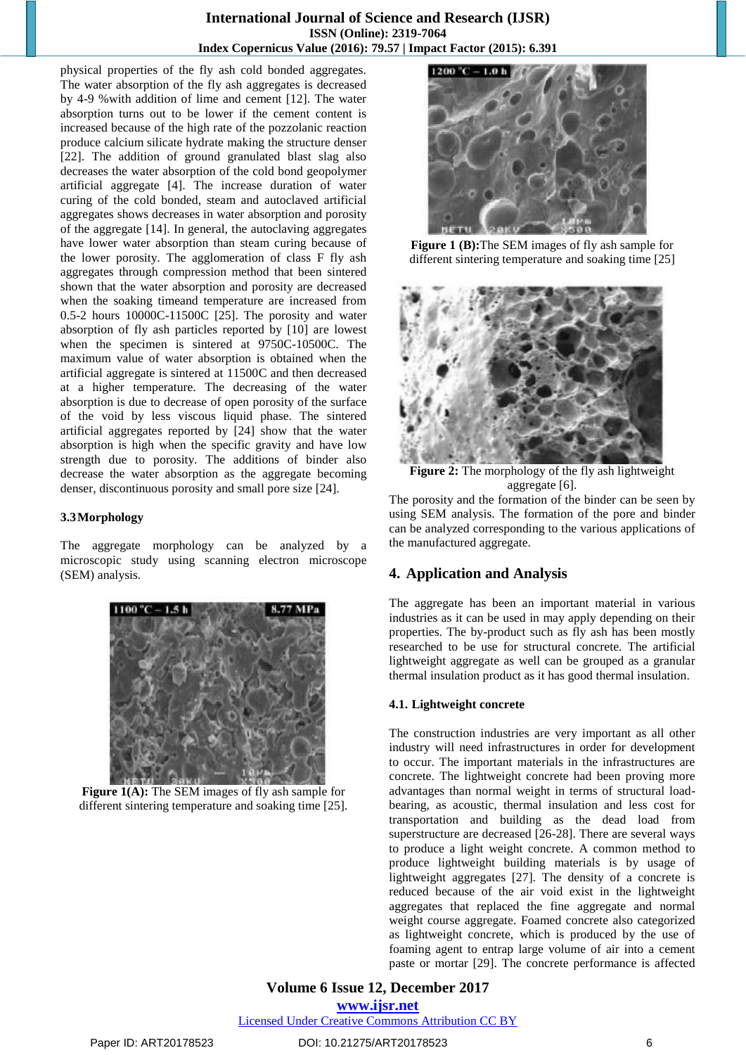physical properties of the fly ash cold bonded aggregates. The water absorption of the fly ash aggregates is decreased by 4-9 %with addition of lime and cement [12]. The water absorption turns out to be lower if the cement content is increased because of the high rate of the pozzolanic reaction produce calcium silicate hydrate making the structure denser [22]. The addition of ground granulated blast slag also decreases the water absorption of the cold bond geopolymer artificial aggregate [4]. The increase duration of water curing of the cold bonded, steam and autoclaved artificial aggregates shows decreases in water absorption and porosity of the aggregate [14]. In general, the autoclaving aggregates have lower water absorption than steam curing because of the lower porosity. The agglomeration of class F fly ash aggregates through compression method that been sintered shown that the water absorption and porosity are decreased when the soaking timeand temperature are increased from 0.5-2 hours 10000C-11500C [25]. The porosity and water absorption of fly ash particles reported by [10] are lowest when the specimen is sintered at 9750C-10500C. The maximum value of water absorption is obtained when the artificial aggregate is sintered at 11500C and then decreased at a higher temperature. The decreasing of the water absorption is due to decrease of open porosity of the surface of the void by less viscous liquid phase. The sintered artificial aggregates reported by [24] show that the water absorption is high when the specific gravity and have low strength due to porosity. The additions of binder also decrease the water absorption as the aggregate becoming denser, discontinuous porosity and small pore size [24].

### 3.3 Morphology

The aggregate morphology can be analyzed by a microscopic study using scanning electron microscope (SEM) analysis.

1100 °C – 1.5 h
8.77 MPa
METU 20KV 10µm X300

**Figure 1(A):** The SEM images of fly ash sample for different sintering temperature and soaking time [25].

1200 °C – 1.0 h
METU 20KV 10µm X500

**Figure 1 (B):**The SEM images of fly ash sample for different sintering temperature and soaking time [25]

**Figure 2:** The morphology of the fly ash lightweight aggregate [6].

The porosity and the formation of the binder can be seen by using SEM analysis. The formation of the pore and binder can be analyzed corresponding to the various applications of the manufactured aggregate.

## 4. Application and Analysis

The aggregate has been an important material in various industries as it can be used in may apply depending on their properties. The by-product such as fly ash has been mostly researched to be use for structural concrete. The artificial lightweight aggregate as well can be grouped as a granular thermal insulation product as it has good thermal insulation.

### 4.1. Lightweight concrete

The construction industries are very important as all other industry will need infrastructures in order for development to occur. The important materials in the infrastructures are concrete. The lightweight concrete had been proving more advantages than normal weight in terms of structural load-bearing, as acoustic, thermal insulation and less cost for transportation and building as the dead load from superstructure are decreased [26-28]. There are several ways to produce a light weight concrete. A common method to produce lightweight building materials is by usage of lightweight aggregates [27]. The density of a concrete is reduced because of the air void exist in the lightweight aggregates that replaced the fine aggregate and normal weight course aggregate. Foamed concrete also categorized as lightweight concrete, which is produced by the use of foaming agent to entrap large volume of air into a cement paste or mortar [29]. The concrete performance is affected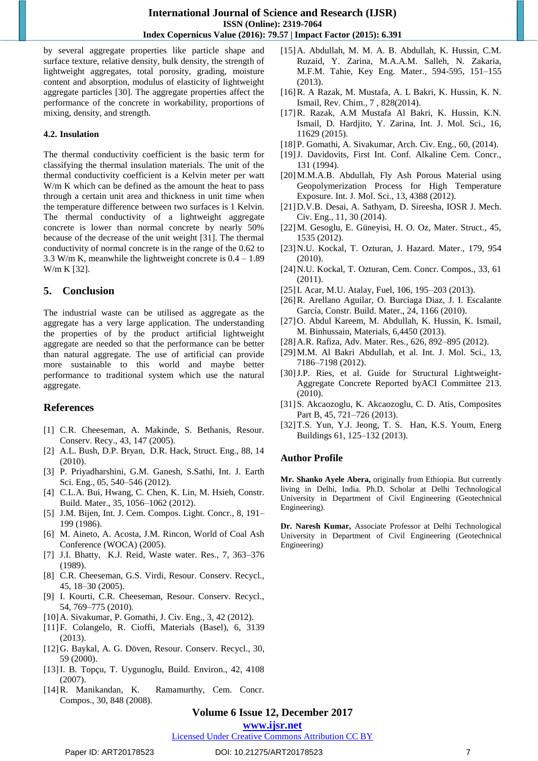by several aggregate properties like particle shape and surface texture, relative density, bulk density, the strength of lightweight aggregates, total porosity, grading, moisture content and absorption, modulus of elasticity of lightweight aggregate particles [30]. The aggregate properties affect the performance of the concrete in workability, proportions of mixing, density, and strength.

### 4.2. Insulation

The thermal conductivity coefficient is the basic term for classifying the thermal insulation materials. The unit of the thermal conductivity coefficient is a Kelvin meter per watt W/m K which can be defined as the amount the heat to pass through a certain unit area and thickness in unit time when the temperature difference between two surfaces is 1 Kelvin. The thermal conductivity of a lightweight aggregate concrete is lower than normal concrete by nearly 50% because of the decrease of the unit weight [31]. The thermal conductivity of normal concrete is in the range of the 0.62 to 3.3 W/m K, meanwhile the lightweight concrete is 0.4 – 1.89 W/m K [32].

## 5. Conclusion

The industrial waste can be utilised as aggregate as the aggregate has a very large application. The understanding the properties of by the product artificial lightweight aggregate are needed so that the performance can be better than natural aggregate. The use of artificial can provide more sustainable to this world and maybe better performance to traditional system which use the natural aggregate.

## References

[1] C.R. Cheeseman, A. Makinde, S. Bethanis, Resour. Conserv. Recy., 43, 147 (2005).
[2] A.L. Bush, D.P. Bryan, D.R. Hack, Struct. Eng., 88, 14 (2010).
[3] P. Priyadharshini, G.M. Ganesh, S.Sathi, Int. J. Earth Sci. Eng., 05, 540–546 (2012).
[4] C.L.A. Bui, Hwang, C. Chen, K. Lin, M. Hsieh, Constr. Build. Mater., 35, 1056–1062 (2012).
[5] J.M. Bijen, Int. J. Cem. Compos. Light. Concr., 8, 191–199 (1986).
[6] M. Aineto, A. Acosta, J.M. Rincon, World of Coal Ash Conference (WOCA) (2005).
[7] J.I. Bhatty, K.J. Reid, Waste water. Res., 7, 363–376 (1989).
[8] C.R. Cheeseman, G.S. Virdi, Resour. Conserv. Recycl., 45, 18–30 (2005).
[9] I. Kourti, C.R. Cheeseman, Resour. Conserv. Recycl., 54, 769–775 (2010).
[10] A. Sivakumar, P. Gomathi, J. Civ. Eng., 3, 42 (2012).
[11] F. Colangelo, R. Cioffi, Materials (Basel), 6, 3139 (2013).
[12] G. Baykal, A. G. Döven, Resour. Conserv. Recycl., 30, 59 (2000).
[13] I. B. Topçu, T. Uygunoglu, Build. Environ., 42, 4108 (2007).
[14] R. Manikandan, K. Ramamurthy, Cem. Concr. Compos., 30, 848 (2008).
[15] A. Abdullah, M. M. A. B. Abdullah, K. Hussin, C.M. Ruzaid, Y. Zarina, M.A.A.M. Salleh, N. Zakaria, M.F.M. Tahie, Key Eng. Mater., 594-595, 151–155 (2013).
[16] R. A Razak, M. Mustafa, A. L Bakri, K. Hussin, K. N. Ismail, Rev. Chim., 7 , 828(2014).
[17] R. Razak, A.M Mustafa Al Bakri, K. Hussin, K.N. Ismail, D. Hardjito, Y. Zarina, Int. J. Mol. Sci., 16, 11629 (2015).
[18] P. Gomathi, A. Sivakumar, Arch. Civ. Eng., 60, (2014).
[19] J. Davidovits, First Int. Conf. Alkaline Cem. Concr., 131 (1994).
[20] M.M.A.B. Abdullah, Fly Ash Porous Material using Geopolymerization Process for High Temperature Exposure. Int. J. Mol. Sci., 13, 4388 (2012).
[21] D.V.B. Desai, A. Sathyam, D. Sireesha, IOSR J. Mech. Civ. Eng., 11, 30 (2014).
[22] M. Gesoglu, E. Güneyisi, H. O. Oz, Mater. Struct., 45, 1535 (2012).
[23] N.U. Kockal, T. Ozturan, J. Hazard. Mater., 179, 954 (2010).
[24] N.U. Kockal, T. Ozturan, Cem. Concr. Compos., 33, 61 (2011).
[25] I. Acar, M.U. Atalay, Fuel, 106, 195–203 (2013).
[26] R. Arellano Aguilar, O. Burciaga Diaz, J. I. Escalante García, Constr. Build. Mater., 24, 1166 (2010).
[27] O. Abdul Kareem, M. Abdullah, K. Hussin, K. Ismail, M. Binhussain, Materials, 6,4450 (2013).
[28] A.R. Rafiza, Adv. Mater. Res., 626, 892–895 (2012).
[29] M.M. Al Bakri Abdullah, et al. Int. J. Mol. Sci., 13, 7186–7198 (2012).
[30] J.P. Ries, et al. Guide for Structural Lightweight-Aggregate Concrete Reported byACI Committee 213. (2010).
[31] S. Akcaozoglu, K. Akcaozoglu, C. D. Atis, Composites Part B, 45, 721–726 (2013).
[32] T.S. Yun, Y.J. Jeong, T. S. Han, K.S. Youm, Energ Buildings 61, 125–132 (2013).

## Author Profile

**Mr. Shanko Ayele Abera,** originally from Ethiopia. But currently living in Delhi, India. Ph.D. Scholar at Delhi Technological University in Department of Civil Engineering (Geotechnical Engineering).

**Dr. Naresh Kumar,** Associate Professor at Delhi Technological University in Department of Civil Engineering (Geotechnical Engineering)